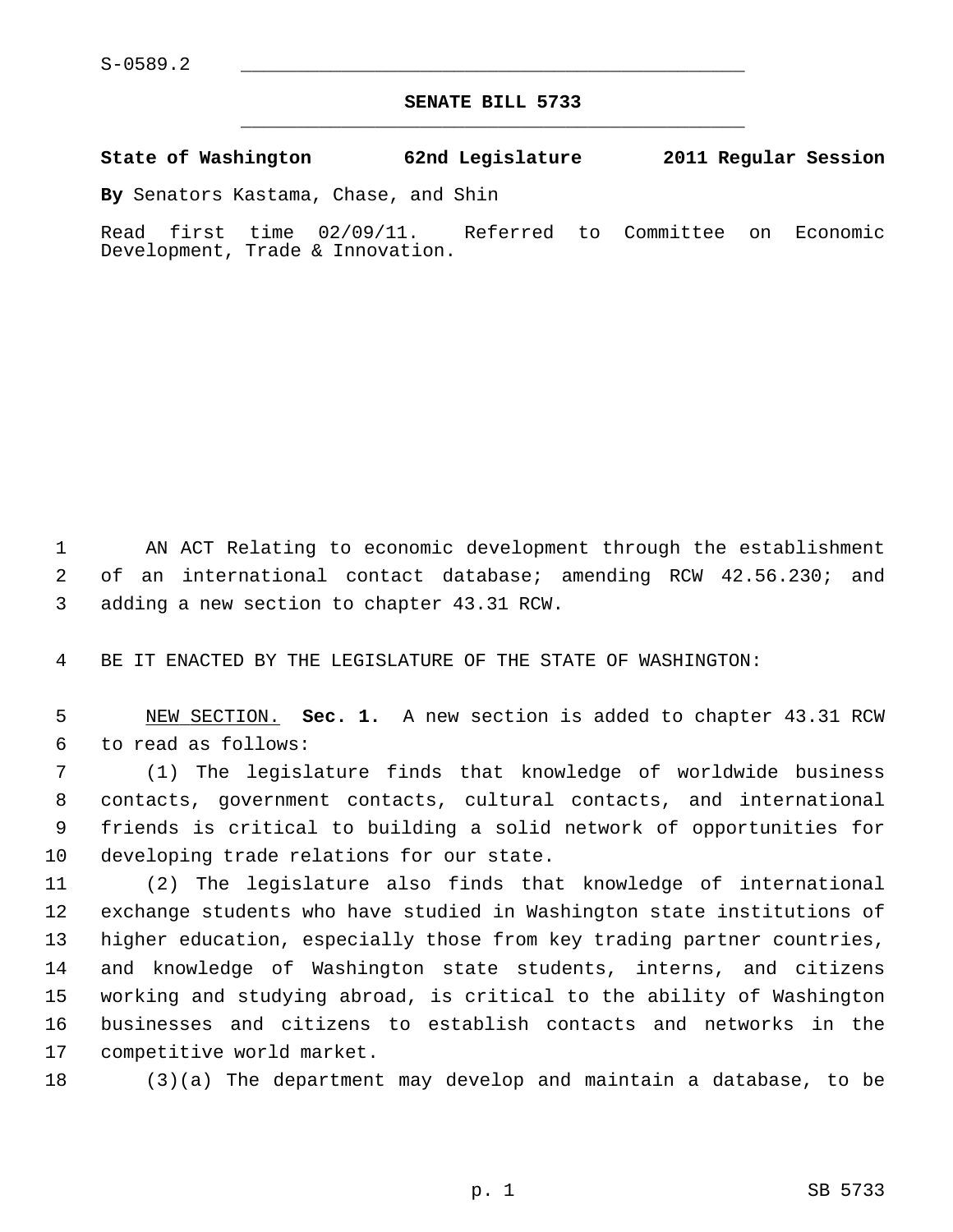S-0589.2

# SENATE BILL 5733

**State of Washington 62nd Legislature 2011 Regular Session**

**By** Senators Kastama, Chase, and Shin

Read first time 02/09/11. Referred to Committee on Economic Development, Trade & Innovation.

AN ACT Relating to economic development through the establishment of an international contact database; amending RCW 42.56.230; and adding a new section to chapter 43.31 RCW.

BE IT ENACTED BY THE LEGISLATURE OF THE STATE OF WASHINGTON:

NEW SECTION. **Sec. 1.** A new section is added to chapter 43.31 RCW to read as follows:

(1) The legislature finds that knowledge of worldwide business contacts, government contacts, cultural contacts, and international friends is critical to building a solid network of opportunities for developing trade relations for our state.

(2) The legislature also finds that knowledge of international exchange students who have studied in Washington state institutions of higher education, especially those from key trading partner countries, and knowledge of Washington state students, interns, and citizens working and studying abroad, is critical to the ability of Washington businesses and citizens to establish contacts and networks in the competitive world market.

(3)(a) The department may develop and maintain a database, to be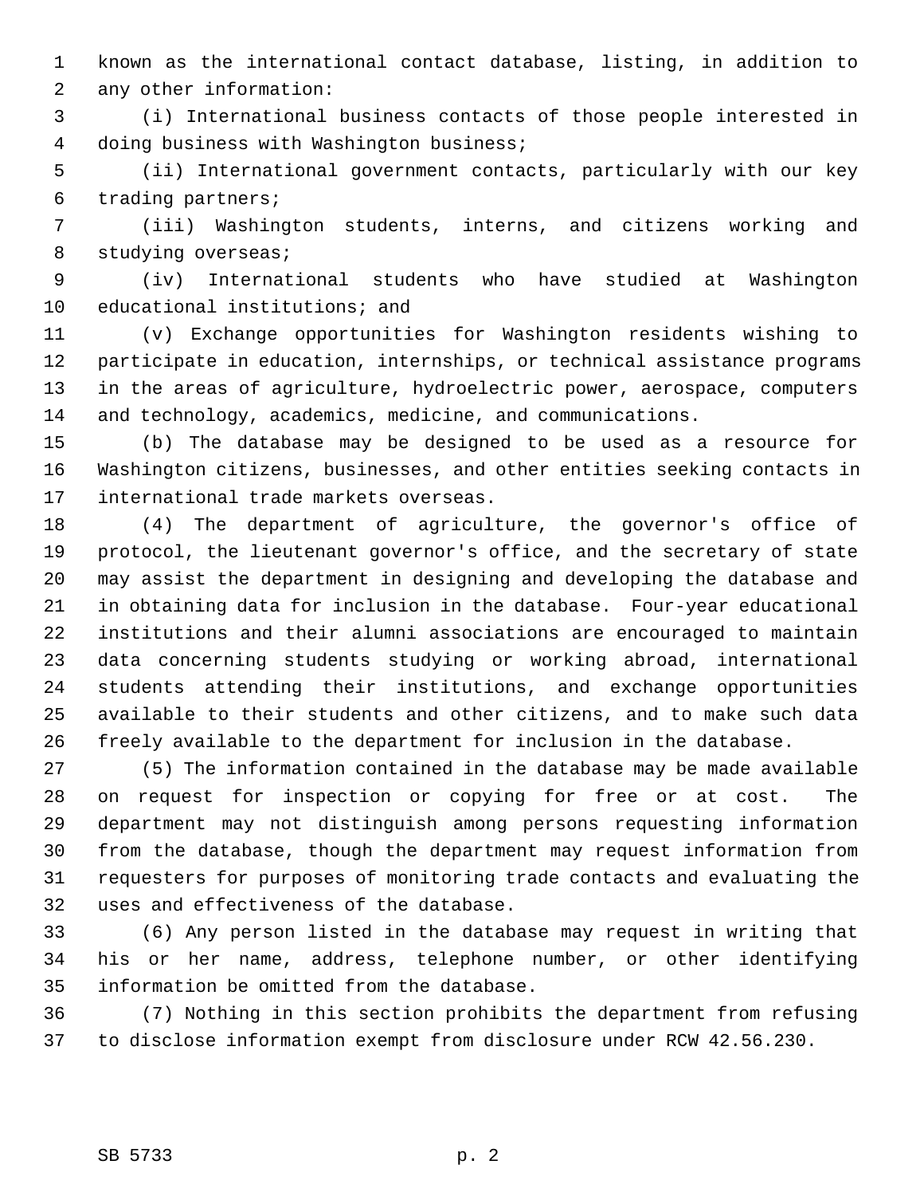known as the international contact database, listing, in addition to any other information:

(i) International business contacts of those people interested in doing business with Washington business;

(ii) International government contacts, particularly with our key trading partners;

(iii) Washington students, interns, and citizens working and studying overseas;

(iv) International students who have studied at Washington educational institutions; and

(v) Exchange opportunities for Washington residents wishing to participate in education, internships, or technical assistance programs in the areas of agriculture, hydroelectric power, aerospace, computers and technology, academics, medicine, and communications.

(b) The database may be designed to be used as a resource for Washington citizens, businesses, and other entities seeking contacts in international trade markets overseas.

(4) The department of agriculture, the governor's office of protocol, the lieutenant governor's office, and the secretary of state may assist the department in designing and developing the database and in obtaining data for inclusion in the database. Four-year educational institutions and their alumni associations are encouraged to maintain data concerning students studying or working abroad, international students attending their institutions, and exchange opportunities available to their students and other citizens, and to make such data freely available to the department for inclusion in the database.

(5) The information contained in the database may be made available on request for inspection or copying for free or at cost. The department may not distinguish among persons requesting information from the database, though the department may request information from requesters for purposes of monitoring trade contacts and evaluating the uses and effectiveness of the database.

(6) Any person listed in the database may request in writing that his or her name, address, telephone number, or other identifying information be omitted from the database.

(7) Nothing in this section prohibits the department from refusing to disclose information exempt from disclosure under RCW 42.56.230.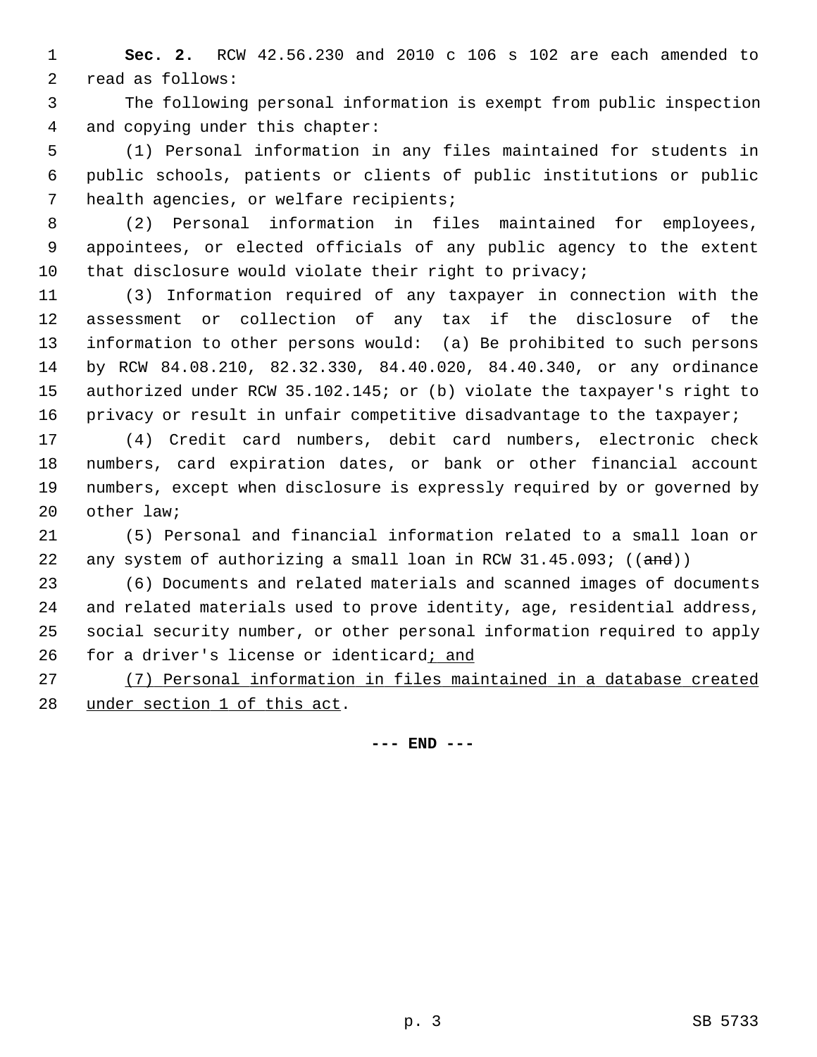**Sec. 2.** RCW 42.56.230 and 2010 c 106 s 102 are each amended to read as follows:

The following personal information is exempt from public inspection and copying under this chapter:

(1) Personal information in any files maintained for students in public schools, patients or clients of public institutions or public health agencies, or welfare recipients;

(2) Personal information in files maintained for employees, appointees, or elected officials of any public agency to the extent that disclosure would violate their right to privacy;

(3) Information required of any taxpayer in connection with the assessment or collection of any tax if the disclosure of the information to other persons would: (a) Be prohibited to such persons by RCW 84.08.210, 82.32.330, 84.40.020, 84.40.340, or any ordinance authorized under RCW 35.102.145; or (b) violate the taxpayer's right to privacy or result in unfair competitive disadvantage to the taxpayer;

(4) Credit card numbers, debit card numbers, electronic check numbers, card expiration dates, or bank or other financial account numbers, except when disclosure is expressly required by or governed by other law;

(5) Personal and financial information related to a small loan or any system of authorizing a small loan in RCW 31.45.093; ((~~and~~))

(6) Documents and related materials and scanned images of documents and related materials used to prove identity, age, residential address, social security number, or other personal information required to apply for a driver's license or identicard<u>; and</u>

<u>(7) Personal information in files maintained in a database created under section 1 of this act</u>.

**--- END ---**